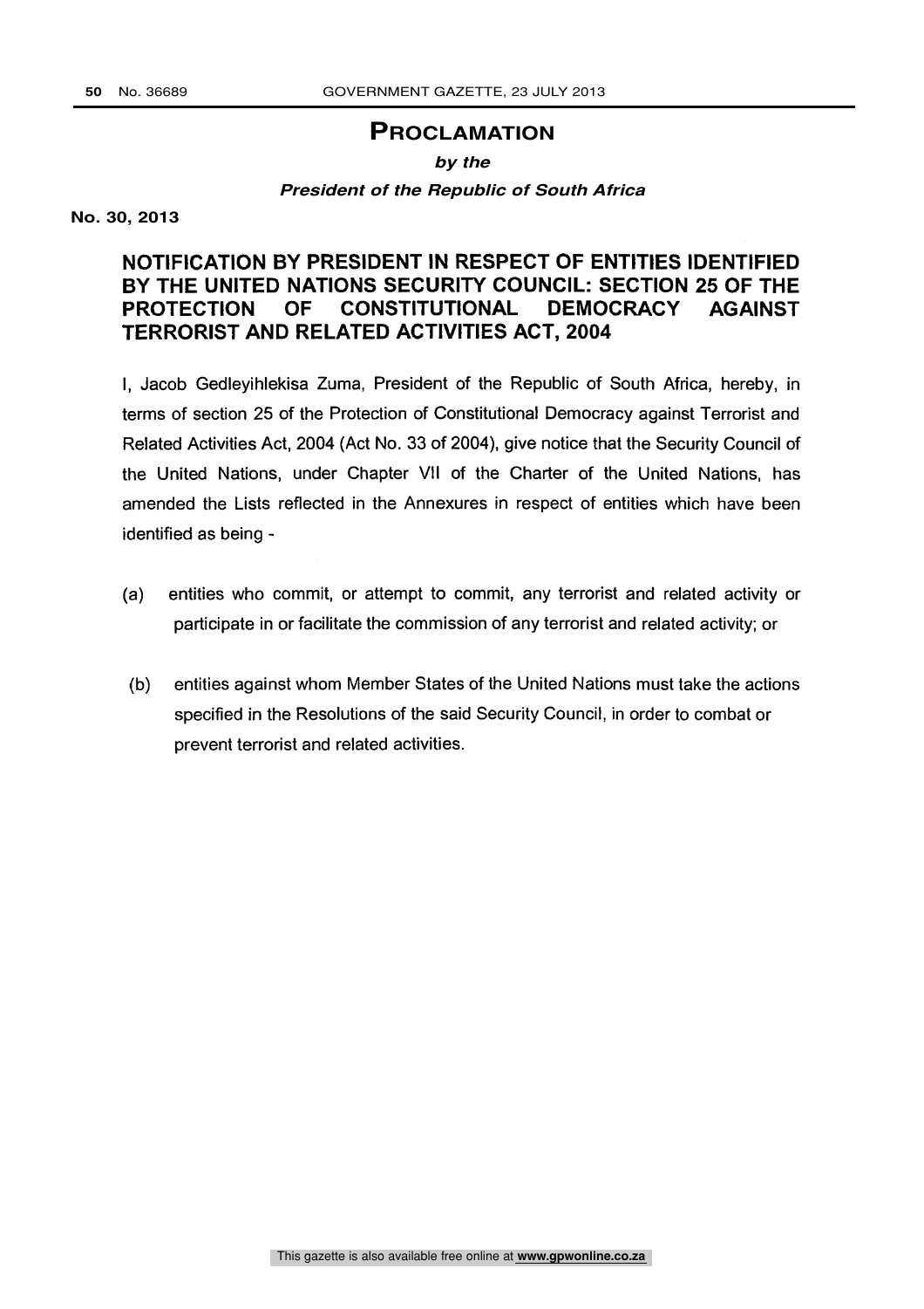# PROCLAMATION

***by the***

***President of the Republic of South Africa***

**No. 30, 2013**

## NOTIFICATION BY PRESIDENT IN RESPECT OF ENTITIES IDENTIFIED BY THE UNITED NATIONS SECURITY COUNCIL: SECTION 25 OF THE PROTECTION OF CONSTITUTIONAL DEMOCRACY AGAINST TERRORIST AND RELATED ACTIVITIES ACT, 2004

I, Jacob Gedleyihlekisa Zuma, President of the Republic of South Africa, hereby, in terms of section 25 of the Protection of Constitutional Democracy against Terrorist and Related Activities Act, 2004 (Act No. 33 of 2004), give notice that the Security Council of the United Nations, under Chapter VII of the Charter of the United Nations, has amended the Lists reflected in the Annexures in respect of entities which have been identified as being -

(a) entities who commit, or attempt to commit, any terrorist and related activity or participate in or facilitate the commission of any terrorist and related activity; or

(b) entities against whom Member States of the United Nations must take the actions specified in the Resolutions of the said Security Council, in order to combat or prevent terrorist and related activities.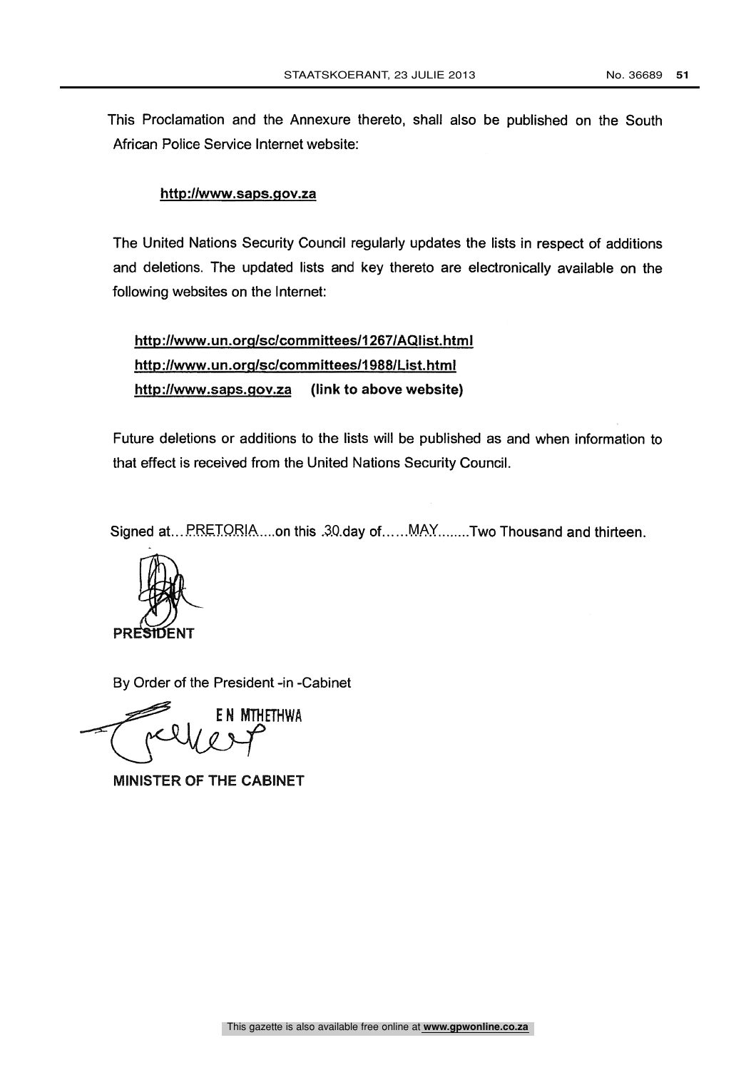This Proclamation and the Annexure thereto, shall also be published on the South African Police Service Internet website:

**http://www.saps.gov.za**

The United Nations Security Council regularly updates the lists in respect of additions and deletions. The updated lists and key thereto are electronically available on the following websites on the Internet:

**http://www.un.org/sc/committees/1267/AQlist.html**
**http://www.un.org/sc/committees/1988/List.html**
**http://www.saps.gov.za (link to above website)**

Future deletions or additions to the lists will be published as and when information to that effect is received from the United Nations Security Council.

Signed at...PRETORIA....on this .30.day of......MAY........Two Thousand and thirteen.

**PRESIDENT**

By Order of the President -in -Cabinet

E N MTHETHWA

**MINISTER OF THE CABINET**